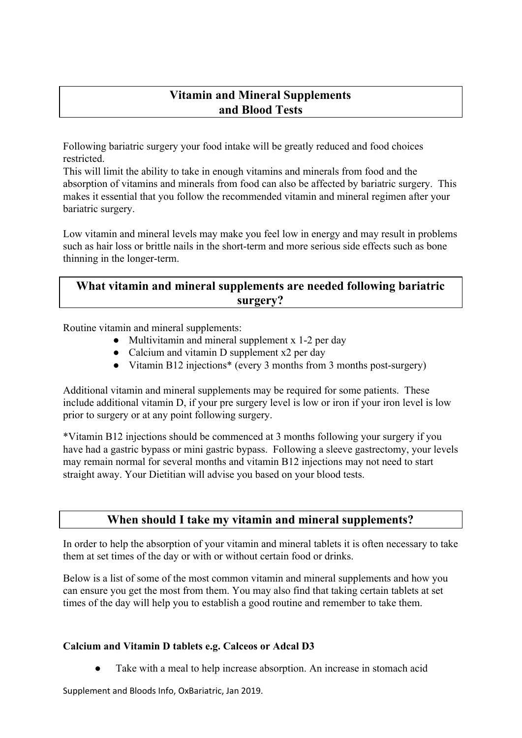## Vitamin and Mineral Supplements and Blood Tests

Following bariatric surgery your food intake will be greatly reduced and food choices restricted.
This will limit the ability to take in enough vitamins and minerals from food and the absorption of vitamins and minerals from food can also be affected by bariatric surgery. This makes it essential that you follow the recommended vitamin and mineral regimen after your bariatric surgery.

Low vitamin and mineral levels may make you feel low in energy and may result in problems such as hair loss or brittle nails in the short-term and more serious side effects such as bone thinning in the longer-term.

## What vitamin and mineral supplements are needed following bariatric surgery?

Routine vitamin and mineral supplements:

- Multivitamin and mineral supplement x 1-2 per day
- Calcium and vitamin D supplement x2 per day
- Vitamin B12 injections* (every 3 months from 3 months post-surgery)

Additional vitamin and mineral supplements may be required for some patients. These include additional vitamin D, if your pre surgery level is low or iron if your iron level is low prior to surgery or at any point following surgery.

*Vitamin B12 injections should be commenced at 3 months following your surgery if you have had a gastric bypass or mini gastric bypass. Following a sleeve gastrectomy, your levels may remain normal for several months and vitamin B12 injections may not need to start straight away. Your Dietitian will advise you based on your blood tests.

## When should I take my vitamin and mineral supplements?

In order to help the absorption of your vitamin and mineral tablets it is often necessary to take them at set times of the day or with or without certain food or drinks.

Below is a list of some of the most common vitamin and mineral supplements and how you can ensure you get the most from them. You may also find that taking certain tablets at set times of the day will help you to establish a good routine and remember to take them.

**Calcium and Vitamin D tablets e.g. Calceos or Adcal D3**

- Take with a meal to help increase absorption. An increase in stomach acid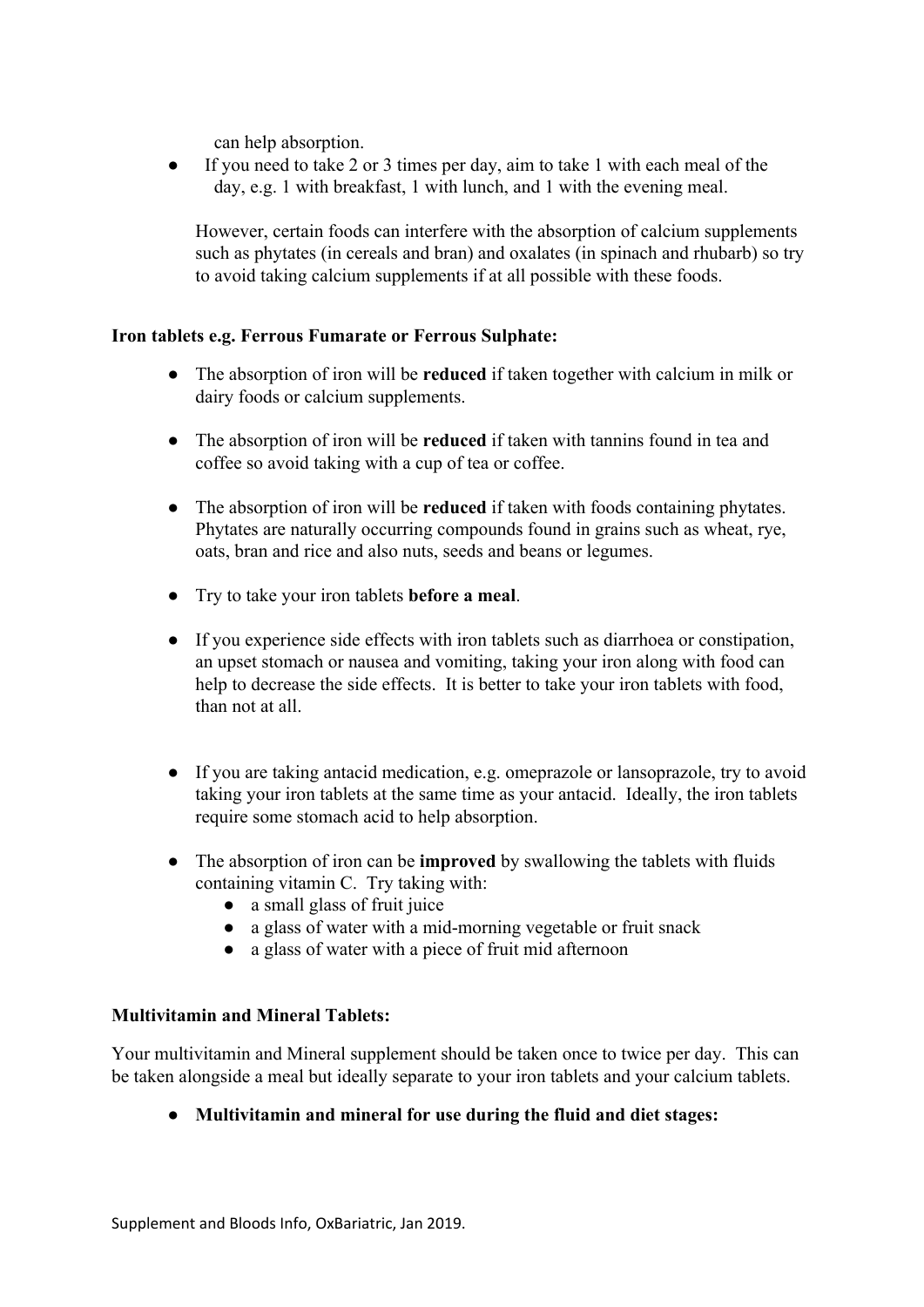can help absorption.

- If you need to take 2 or 3 times per day, aim to take 1 with each meal of the day, e.g. 1 with breakfast, 1 with lunch, and 1 with the evening meal.

However, certain foods can interfere with the absorption of calcium supplements such as phytates (in cereals and bran) and oxalates (in spinach and rhubarb) so try to avoid taking calcium supplements if at all possible with these foods.

**Iron tablets e.g. Ferrous Fumarate or Ferrous Sulphate:**

- The absorption of iron will be **reduced** if taken together with calcium in milk or dairy foods or calcium supplements.

- The absorption of iron will be **reduced** if taken with tannins found in tea and coffee so avoid taking with a cup of tea or coffee.

- The absorption of iron will be **reduced** if taken with foods containing phytates. Phytates are naturally occurring compounds found in grains such as wheat, rye, oats, bran and rice and also nuts, seeds and beans or legumes.

- Try to take your iron tablets **before a meal**.

- If you experience side effects with iron tablets such as diarrhoea or constipation, an upset stomach or nausea and vomiting, taking your iron along with food can help to decrease the side effects. It is better to take your iron tablets with food, than not at all.

- If you are taking antacid medication, e.g. omeprazole or lansoprazole, try to avoid taking your iron tablets at the same time as your antacid. Ideally, the iron tablets require some stomach acid to help absorption.

- The absorption of iron can be **improved** by swallowing the tablets with fluids containing vitamin C. Try taking with:
  - a small glass of fruit juice
  - a glass of water with a mid-morning vegetable or fruit snack
  - a glass of water with a piece of fruit mid afternoon

**Multivitamin and Mineral Tablets:**

Your multivitamin and Mineral supplement should be taken once to twice per day. This can be taken alongside a meal but ideally separate to your iron tablets and your calcium tablets.

- **Multivitamin and mineral for use during the fluid and diet stages:**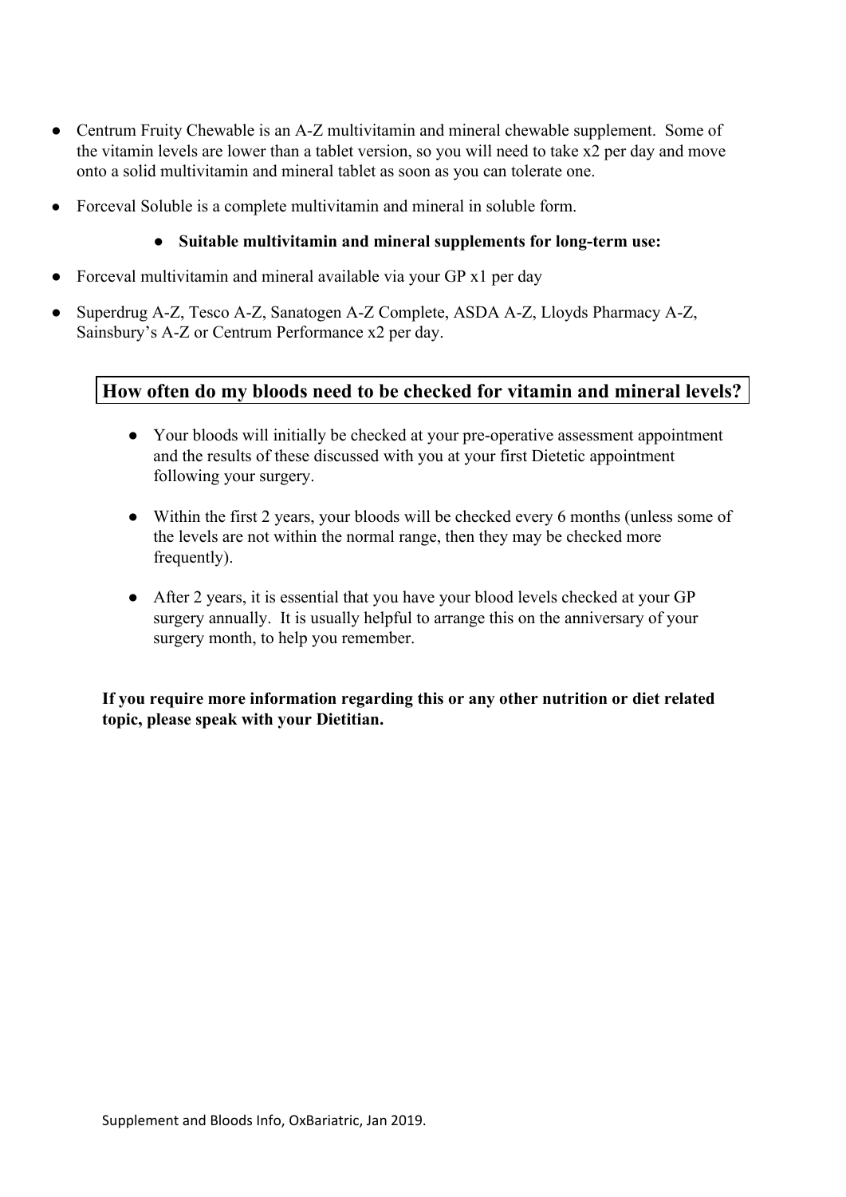- Centrum Fruity Chewable is an A-Z multivitamin and mineral chewable supplement. Some of the vitamin levels are lower than a tablet version, so you will need to take x2 per day and move onto a solid multivitamin and mineral tablet as soon as you can tolerate one.
- Forceval Soluble is a complete multivitamin and mineral in soluble form.

- **Suitable multivitamin and mineral supplements for long-term use:**

- Forceval multivitamin and mineral available via your GP x1 per day
- Superdrug A-Z, Tesco A-Z, Sanatogen A-Z Complete, ASDA A-Z, Lloyds Pharmacy A-Z, Sainsbury's A-Z or Centrum Performance x2 per day.

## How often do my bloods need to be checked for vitamin and mineral levels?

- Your bloods will initially be checked at your pre-operative assessment appointment and the results of these discussed with you at your first Dietetic appointment following your surgery.
- Within the first 2 years, your bloods will be checked every 6 months (unless some of the levels are not within the normal range, then they may be checked more frequently).
- After 2 years, it is essential that you have your blood levels checked at your GP surgery annually. It is usually helpful to arrange this on the anniversary of your surgery month, to help you remember.

**If you require more information regarding this or any other nutrition or diet related topic, please speak with your Dietitian.**

Supplement and Bloods Info, OxBariatric, Jan 2019.